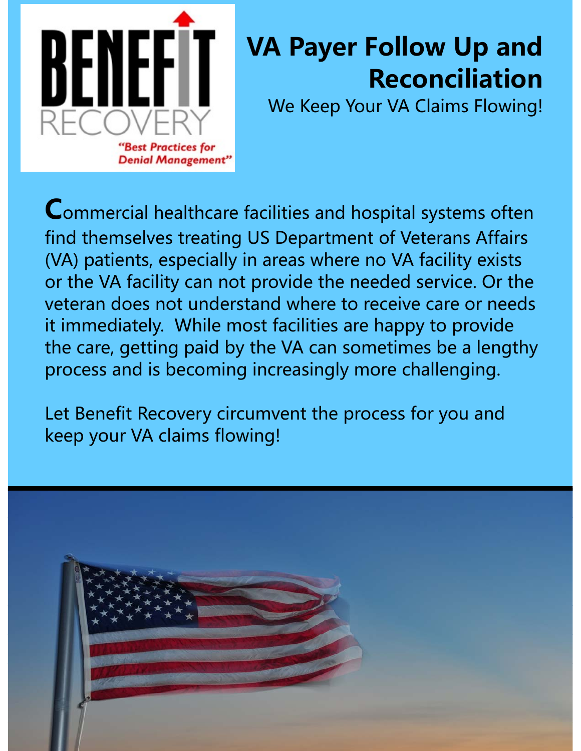BENEFIT RECOVERY

*"Best Practices for Denial Management"*

# VA Payer Follow Up and Reconciliation

We Keep Your VA Claims Flowing!

Commercial healthcare facilities and hospital systems often find themselves treating US Department of Veterans Affairs (VA) patients, especially in areas where no VA facility exists or the VA facility can not provide the needed service. Or the veteran does not understand where to receive care or needs it immediately. While most facilities are happy to provide the care, getting paid by the VA can sometimes be a lengthy process and is becoming increasingly more challenging.

Let Benefit Recovery circumvent the process for you and keep your VA claims flowing!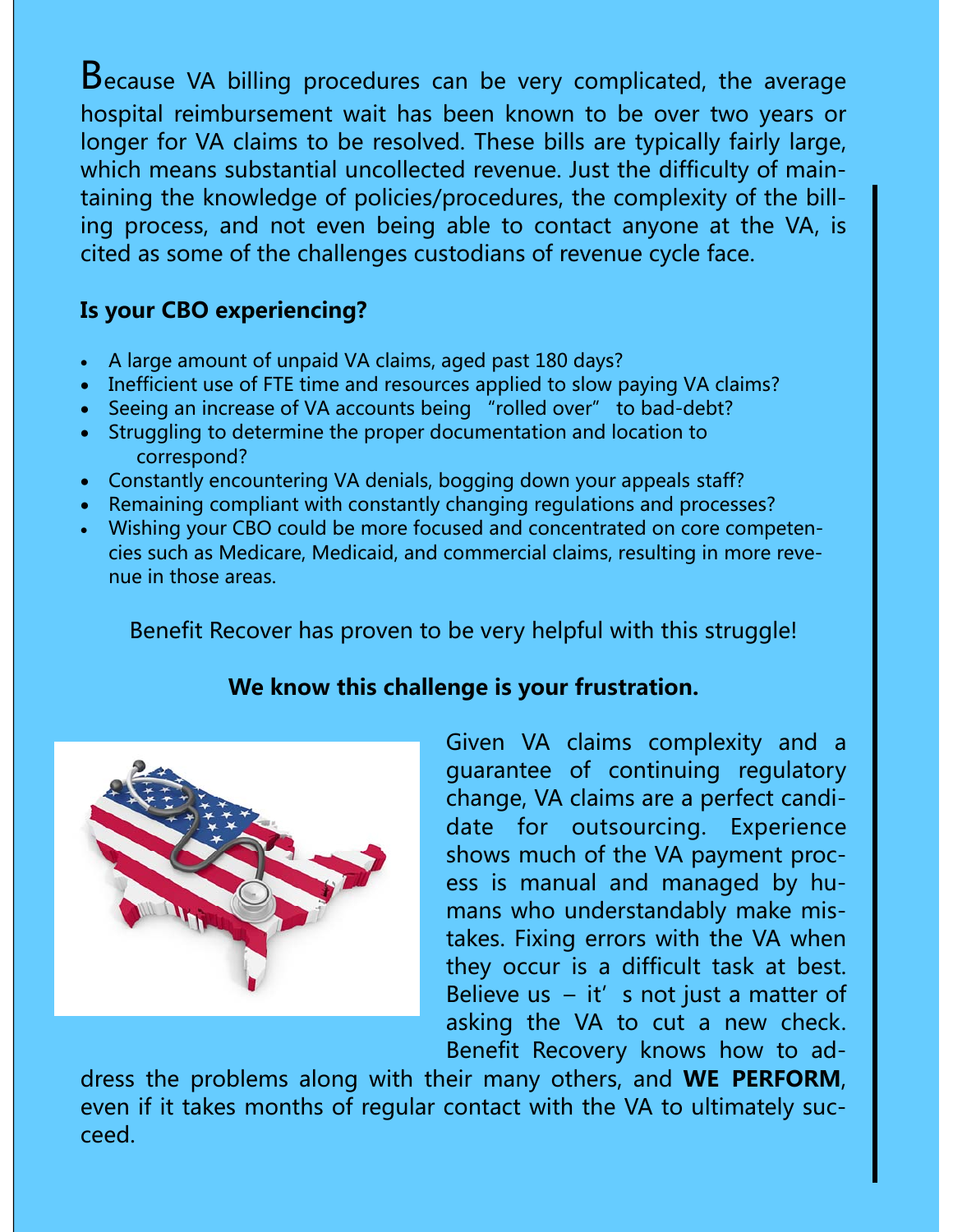Because VA billing procedures can be very complicated, the average hospital reimbursement wait has been known to be over two years or longer for VA claims to be resolved. These bills are typically fairly large, which means substantial uncollected revenue. Just the difficulty of maintaining the knowledge of policies/procedures, the complexity of the billing process, and not even being able to contact anyone at the VA, is cited as some of the challenges custodians of revenue cycle face.

**Is your CBO experiencing?**

- A large amount of unpaid VA claims, aged past 180 days?
- Inefficient use of FTE time and resources applied to slow paying VA claims?
- Seeing an increase of VA accounts being "rolled over" to bad-debt?
- Struggling to determine the proper documentation and location to correspond?
- Constantly encountering VA denials, bogging down your appeals staff?
- Remaining compliant with constantly changing regulations and processes?
- Wishing your CBO could be more focused and concentrated on core competencies such as Medicare, Medicaid, and commercial claims, resulting in more revenue in those areas.

Benefit Recover has proven to be very helpful with this struggle!

**We know this challenge is your frustration.**

Given VA claims complexity and a guarantee of continuing regulatory change, VA claims are a perfect candidate for outsourcing. Experience shows much of the VA payment process is manual and managed by humans who understandably make mistakes. Fixing errors with the VA when they occur is a difficult task at best. Believe us – it's not just a matter of asking the VA to cut a new check. Benefit Recovery knows how to address the problems along with their many others, and **WE PERFORM**, even if it takes months of regular contact with the VA to ultimately succeed.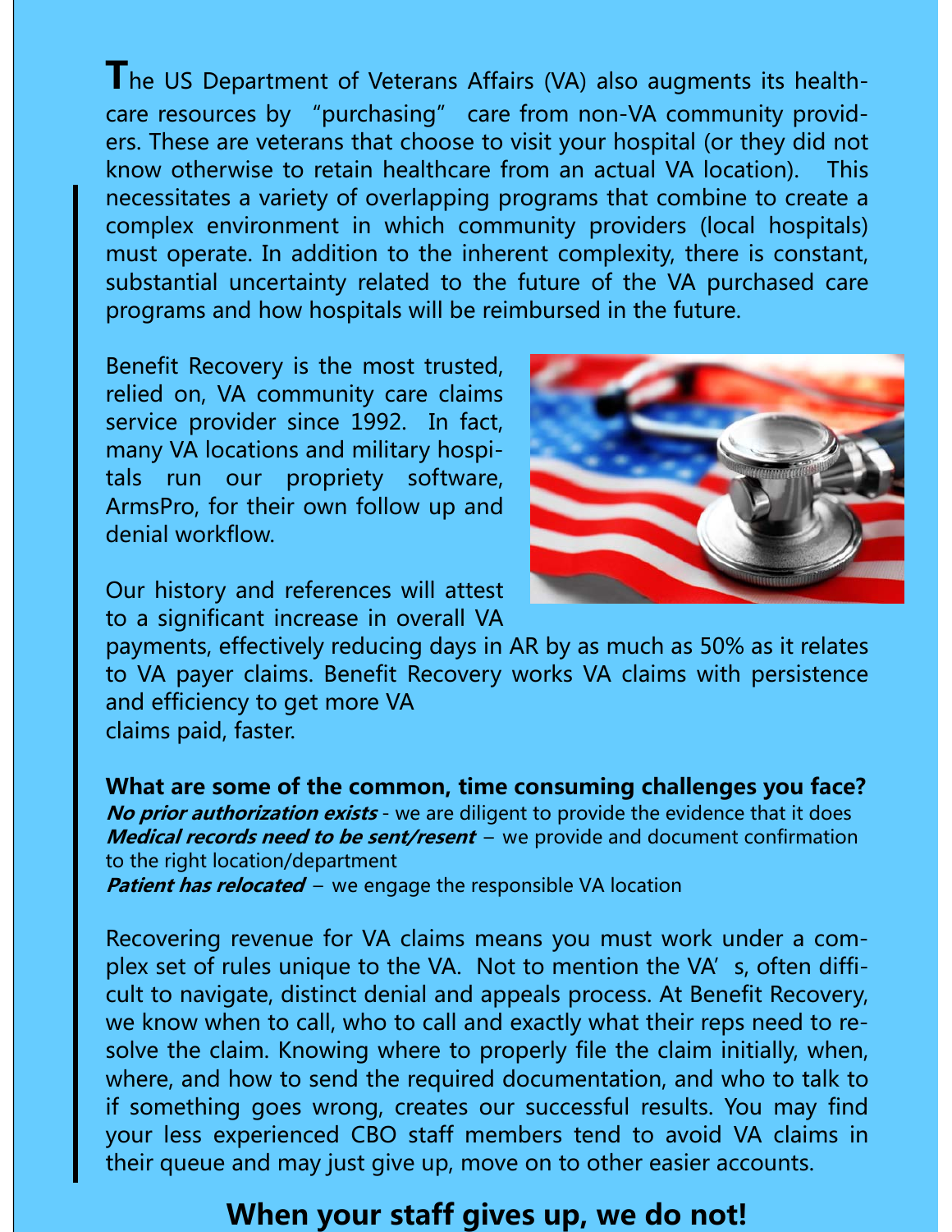The US Department of Veterans Affairs (VA) also augments its healthcare resources by "purchasing" care from non-VA community providers. These are veterans that choose to visit your hospital (or they did not know otherwise to retain healthcare from an actual VA location). This necessitates a variety of overlapping programs that combine to create a complex environment in which community providers (local hospitals) must operate. In addition to the inherent complexity, there is constant, substantial uncertainty related to the future of the VA purchased care programs and how hospitals will be reimbursed in the future.

Benefit Recovery is the most trusted, relied on, VA community care claims service provider since 1992. In fact, many VA locations and military hospitals run our propriety software, ArmsPro, for their own follow up and denial workflow.

Our history and references will attest to a significant increase in overall VA payments, effectively reducing days in AR by as much as 50% as it relates to VA payer claims. Benefit Recovery works VA claims with persistence and efficiency to get more VA claims paid, faster.

**What are some of the common, time consuming challenges you face?**

***No prior authorization exists*** - we are diligent to provide the evidence that it does
***Medical records need to be sent/resent*** – we provide and document confirmation to the right location/department
***Patient has relocated*** – we engage the responsible VA location

Recovering revenue for VA claims means you must work under a complex set of rules unique to the VA. Not to mention the VA's, often difficult to navigate, distinct denial and appeals process. At Benefit Recovery, we know when to call, who to call and exactly what their reps need to resolve the claim. Knowing where to properly file the claim initially, when, where, and how to send the required documentation, and who to talk to if something goes wrong, creates our successful results. You may find your less experienced CBO staff members tend to avoid VA claims in their queue and may just give up, move on to other easier accounts.

## When your staff gives up, we do not!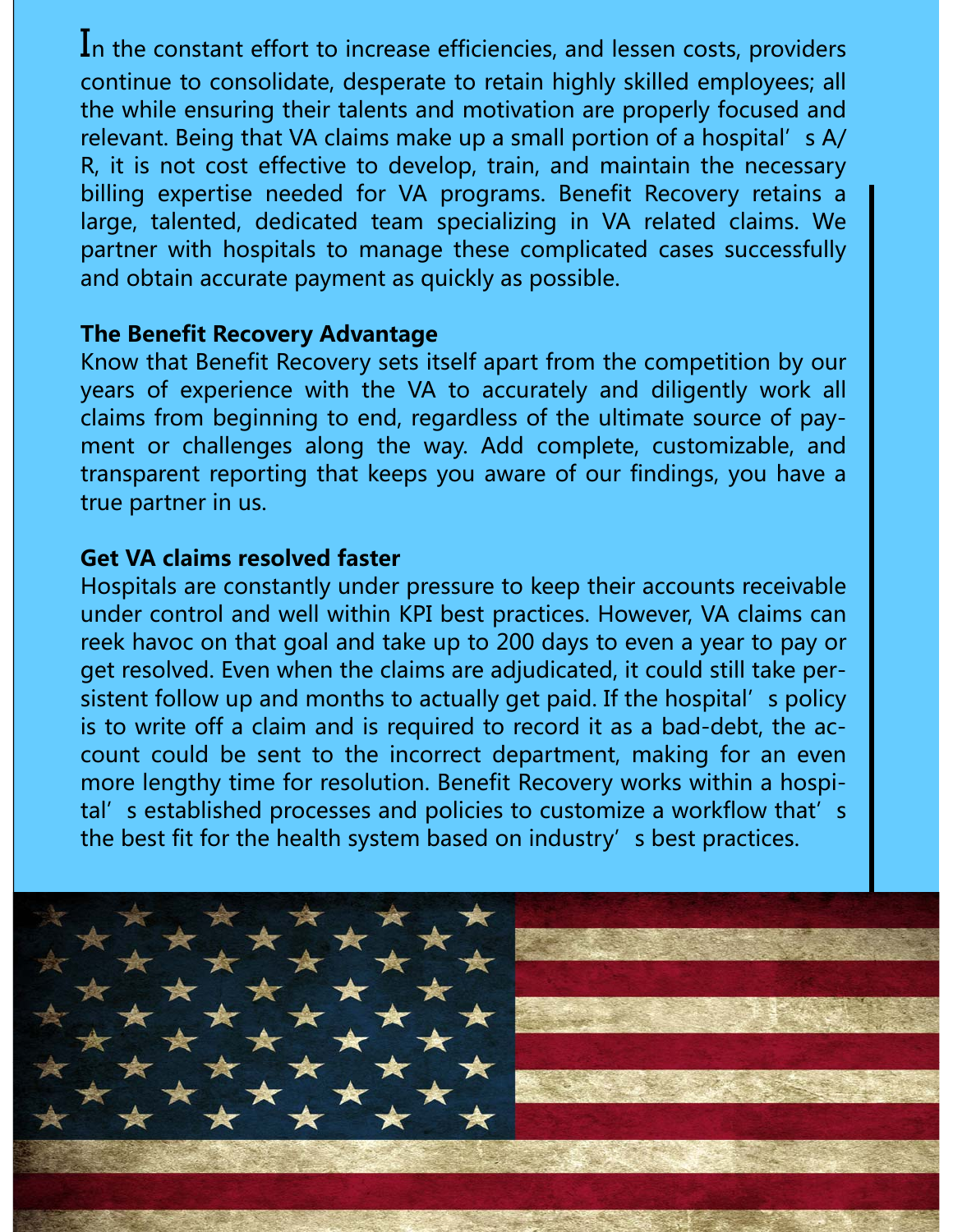In the constant effort to increase efficiencies, and lessen costs, providers continue to consolidate, desperate to retain highly skilled employees; all the while ensuring their talents and motivation are properly focused and relevant. Being that VA claims make up a small portion of a hospital's A/R, it is not cost effective to develop, train, and maintain the necessary billing expertise needed for VA programs. Benefit Recovery retains a large, talented, dedicated team specializing in VA related claims. We partner with hospitals to manage these complicated cases successfully and obtain accurate payment as quickly as possible.

**The Benefit Recovery Advantage**

Know that Benefit Recovery sets itself apart from the competition by our years of experience with the VA to accurately and diligently work all claims from beginning to end, regardless of the ultimate source of payment or challenges along the way. Add complete, customizable, and transparent reporting that keeps you aware of our findings, you have a true partner in us.

**Get VA claims resolved faster**

Hospitals are constantly under pressure to keep their accounts receivable under control and well within KPI best practices. However, VA claims can reek havoc on that goal and take up to 200 days to even a year to pay or get resolved. Even when the claims are adjudicated, it could still take persistent follow up and months to actually get paid. If the hospital's policy is to write off a claim and is required to record it as a bad-debt, the account could be sent to the incorrect department, making for an even more lengthy time for resolution. Benefit Recovery works within a hospital's established processes and policies to customize a workflow that's the best fit for the health system based on industry's best practices.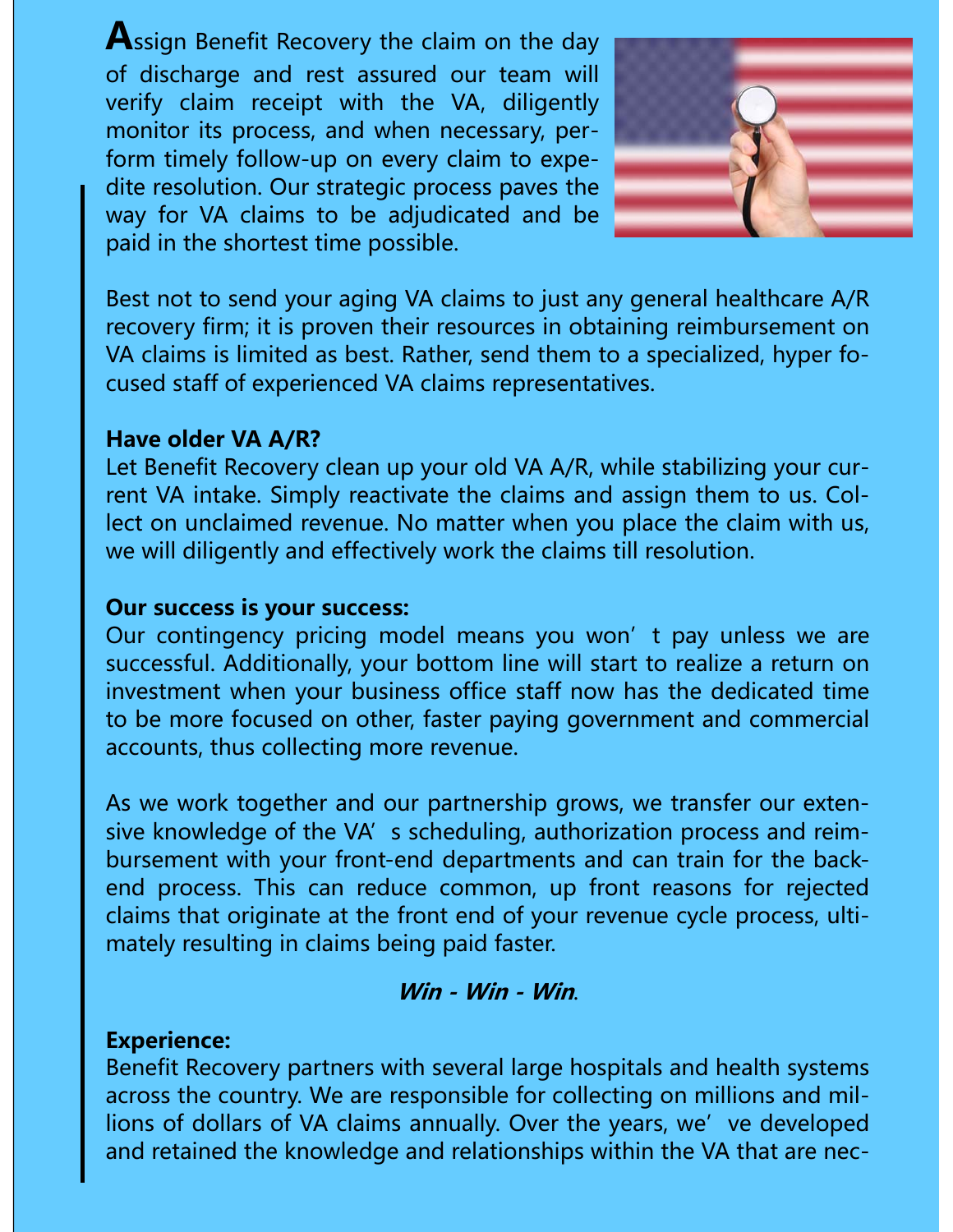Assign Benefit Recovery the claim on the day of discharge and rest assured our team will verify claim receipt with the VA, diligently monitor its process, and when necessary, perform timely follow-up on every claim to expedite resolution. Our strategic process paves the way for VA claims to be adjudicated and be paid in the shortest time possible.

Best not to send your aging VA claims to just any general healthcare A/R recovery firm; it is proven their resources in obtaining reimbursement on VA claims is limited as best. Rather, send them to a specialized, hyper focused staff of experienced VA claims representatives.

**Have older VA A/R?**
Let Benefit Recovery clean up your old VA A/R, while stabilizing your current VA intake. Simply reactivate the claims and assign them to us. Collect on unclaimed revenue. No matter when you place the claim with us, we will diligently and effectively work the claims till resolution.

**Our success is your success:**
Our contingency pricing model means you won't pay unless we are successful. Additionally, your bottom line will start to realize a return on investment when your business office staff now has the dedicated time to be more focused on other, faster paying government and commercial accounts, thus collecting more revenue.

As we work together and our partnership grows, we transfer our extensive knowledge of the VA's scheduling, authorization process and reimbursement with your front-end departments and can train for the back-end process. This can reduce common, up front reasons for rejected claims that originate at the front end of your revenue cycle process, ultimately resulting in claims being paid faster.

***Win - Win - Win***.

**Experience:**
Benefit Recovery partners with several large hospitals and health systems across the country. We are responsible for collecting on millions and millions of dollars of VA claims annually. Over the years, we've developed and retained the knowledge and relationships within the VA that are nec-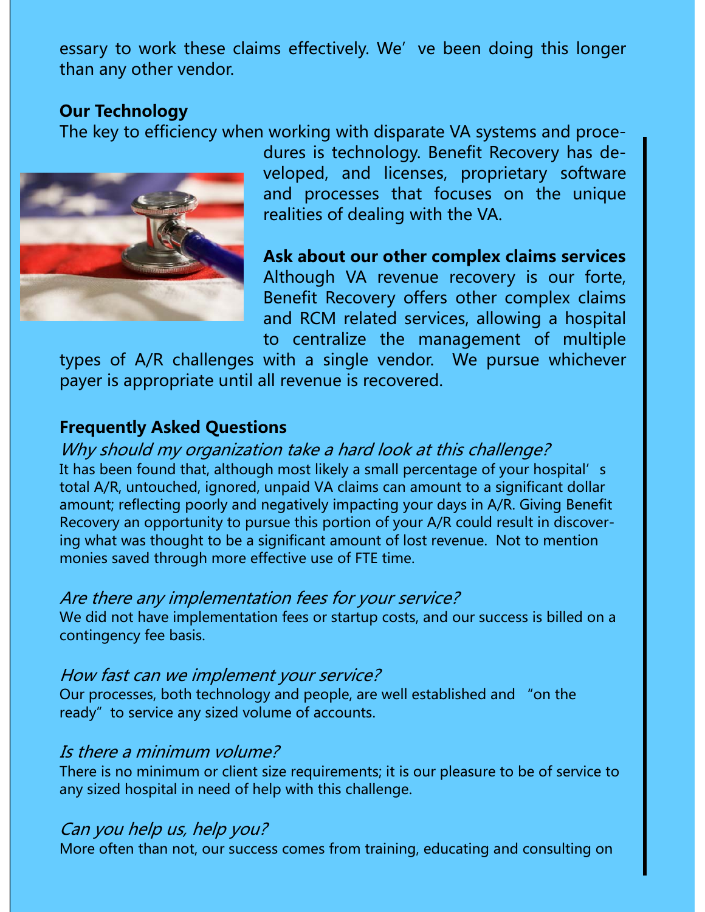essary to work these claims effectively. We've been doing this longer than any other vendor.

**Our Technology**

The key to efficiency when working with disparate VA systems and procedures is technology. Benefit Recovery has developed, and licenses, proprietary software and processes that focuses on the unique realities of dealing with the VA.

**Ask about our other complex claims services**

Although VA revenue recovery is our forte, Benefit Recovery offers other complex claims and RCM related services, allowing a hospital to centralize the management of multiple types of A/R challenges with a single vendor. We pursue whichever payer is appropriate until all revenue is recovered.

**Frequently Asked Questions**

*Why should my organization take a hard look at this challenge?*

It has been found that, although most likely a small percentage of your hospital's total A/R, untouched, ignored, unpaid VA claims can amount to a significant dollar amount; reflecting poorly and negatively impacting your days in A/R. Giving Benefit Recovery an opportunity to pursue this portion of your A/R could result in discovering what was thought to be a significant amount of lost revenue. Not to mention monies saved through more effective use of FTE time.

*Are there any implementation fees for your service?*

We did not have implementation fees or startup costs, and our success is billed on a contingency fee basis.

*How fast can we implement your service?*

Our processes, both technology and people, are well established and "on the ready" to service any sized volume of accounts.

*Is there a minimum volume?*

There is no minimum or client size requirements; it is our pleasure to be of service to any sized hospital in need of help with this challenge.

*Can you help us, help you?*

More often than not, our success comes from training, educating and consulting on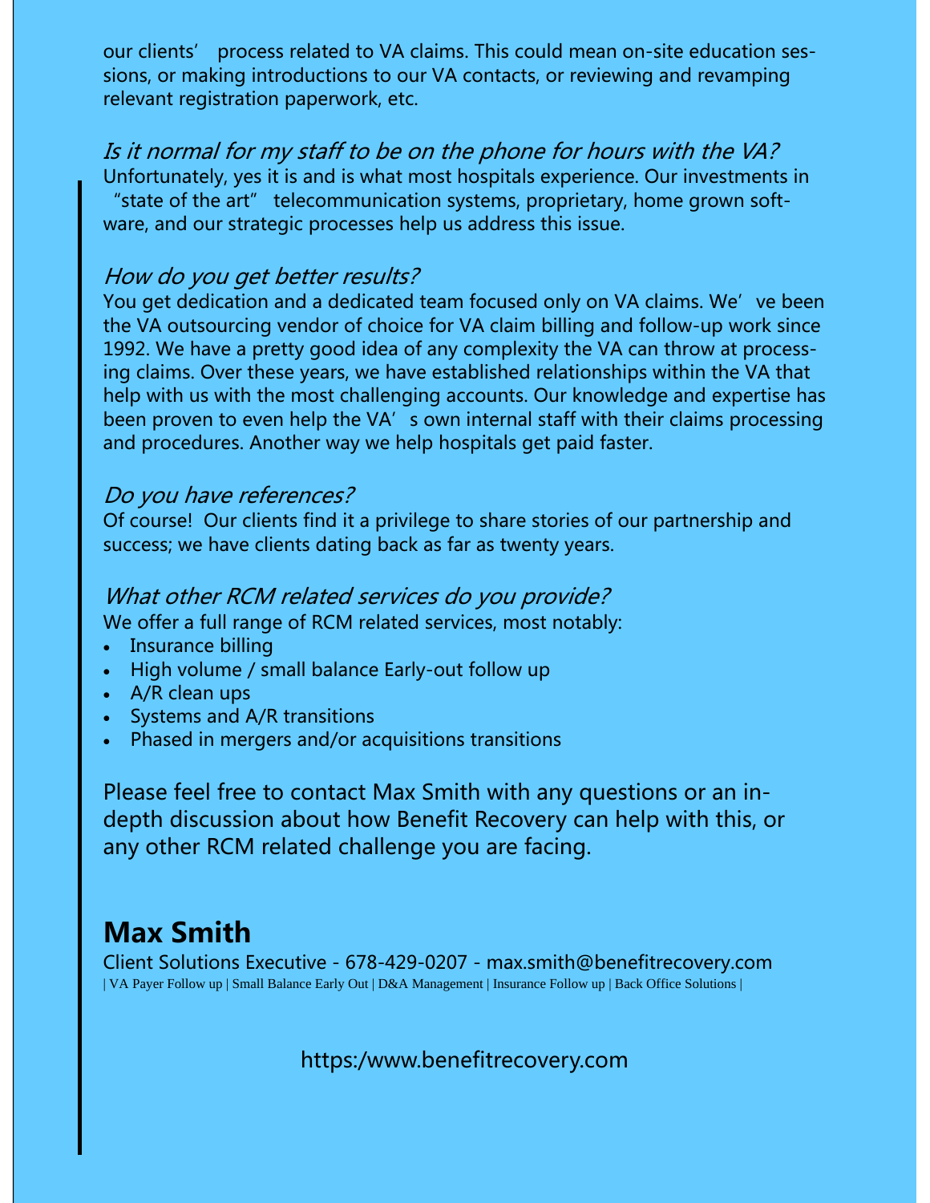our clients' process related to VA claims. This could mean on-site education sessions, or making introductions to our VA contacts, or reviewing and revamping relevant registration paperwork, etc.

*Is it normal for my staff to be on the phone for hours with the VA?*

Unfortunately, yes it is and is what most hospitals experience. Our investments in "state of the art" telecommunication systems, proprietary, home grown software, and our strategic processes help us address this issue.

*How do you get better results?*

You get dedication and a dedicated team focused only on VA claims. We've been the VA outsourcing vendor of choice for VA claim billing and follow-up work since 1992. We have a pretty good idea of any complexity the VA can throw at processing claims. Over these years, we have established relationships within the VA that help with us with the most challenging accounts. Our knowledge and expertise has been proven to even help the VA's own internal staff with their claims processing and procedures. Another way we help hospitals get paid faster.

*Do you have references?*

Of course! Our clients find it a privilege to share stories of our partnership and success; we have clients dating back as far as twenty years.

*What other RCM related services do you provide?*

We offer a full range of RCM related services, most notably:

- Insurance billing
- High volume / small balance Early-out follow up
- A/R clean ups
- Systems and A/R transitions
- Phased in mergers and/or acquisitions transitions

Please feel free to contact Max Smith with any questions or an in-depth discussion about how Benefit Recovery can help with this, or any other RCM related challenge you are facing.

## Max Smith

Client Solutions Executive - 678-429-0207 - max.smith@benefitrecovery.com

| VA Payer Follow up | Small Balance Early Out | D&A Management | Insurance Follow up | Back Office Solutions |

https:/www.benefitrecovery.com